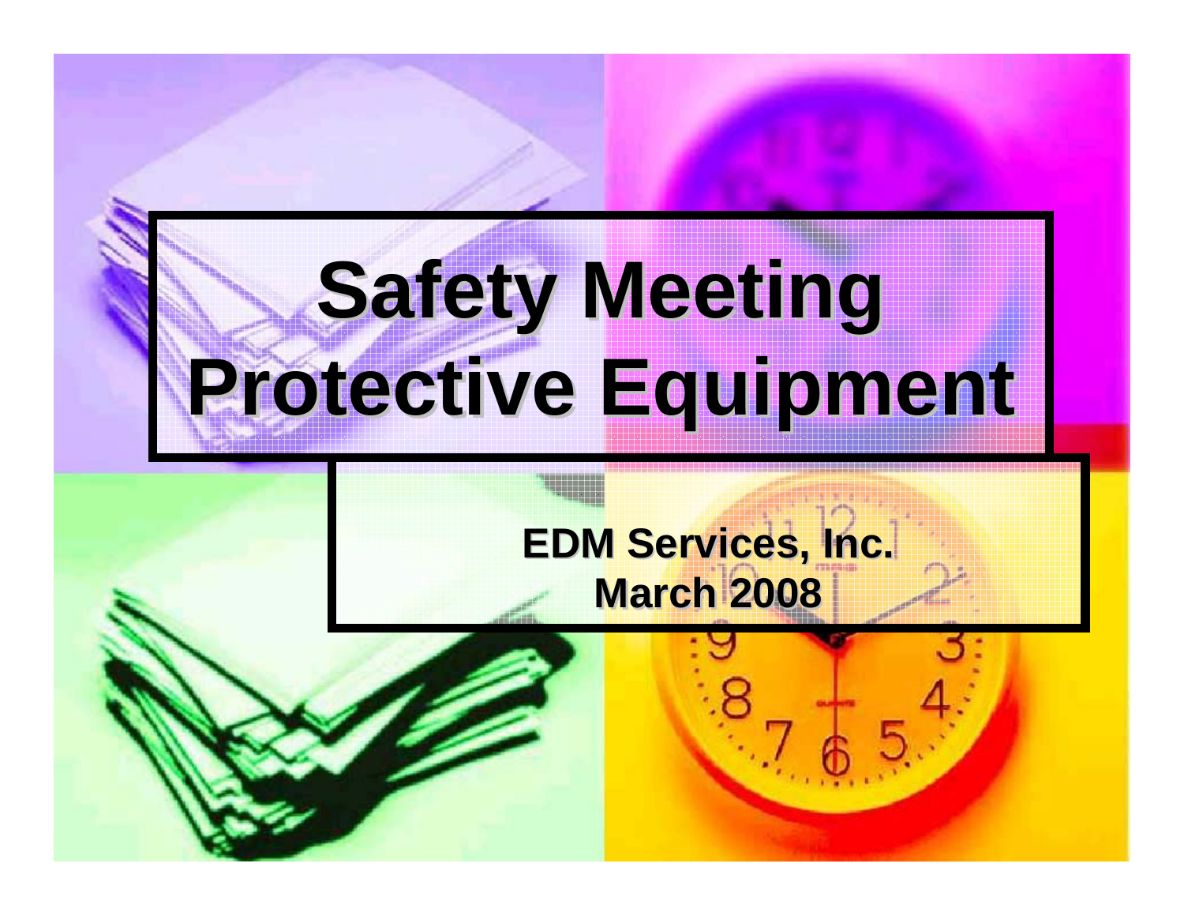# Safety Meeting
# Protective Equipment

**EDM Services, Inc.**
**March 2008**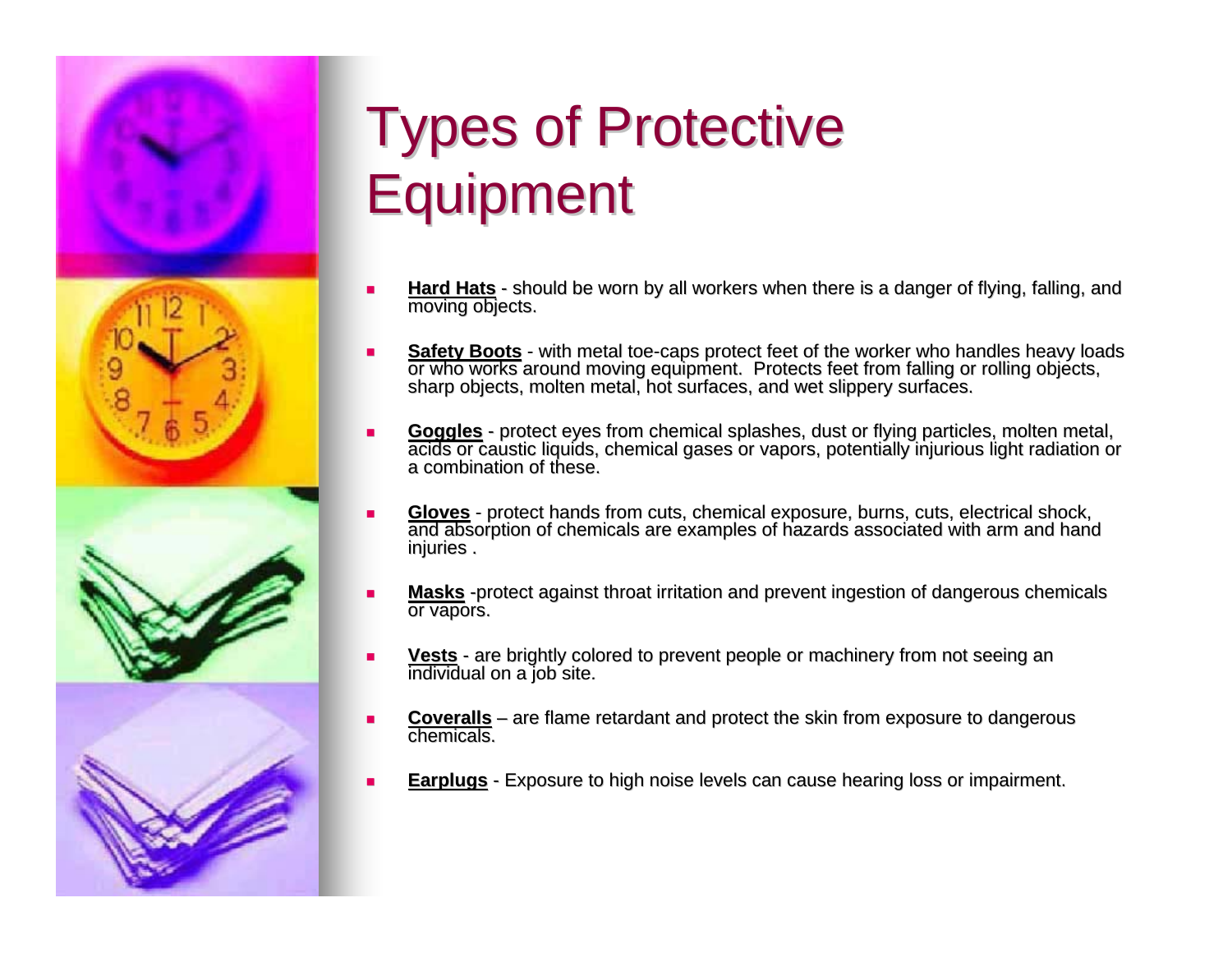# Types of Protective Equipment

- **Hard Hats** - should be worn by all workers when there is a danger of flying, falling, and moving objects.
- **Safety Boots** - with metal toe-caps protect feet of the worker who handles heavy loads or who works around moving equipment. Protects feet from falling or rolling objects, sharp objects, molten metal, hot surfaces, and wet slippery surfaces.
- **Goggles** - protect eyes from chemical splashes, dust or flying particles, molten metal, acids or caustic liquids, chemical gases or vapors, potentially injurious light radiation or a combination of these.
- **Gloves** - protect hands from cuts, chemical exposure, burns, cuts, electrical shock, and absorption of chemicals are examples of hazards associated with arm and hand injuries .
- **Masks** -protect against throat irritation and prevent ingestion of dangerous chemicals or vapors.
- **Vests** - are brightly colored to prevent people or machinery from not seeing an individual on a job site.
- **Coveralls** – are flame retardant and protect the skin from exposure to dangerous chemicals.
- **Earplugs** - Exposure to high noise levels can cause hearing loss or impairment.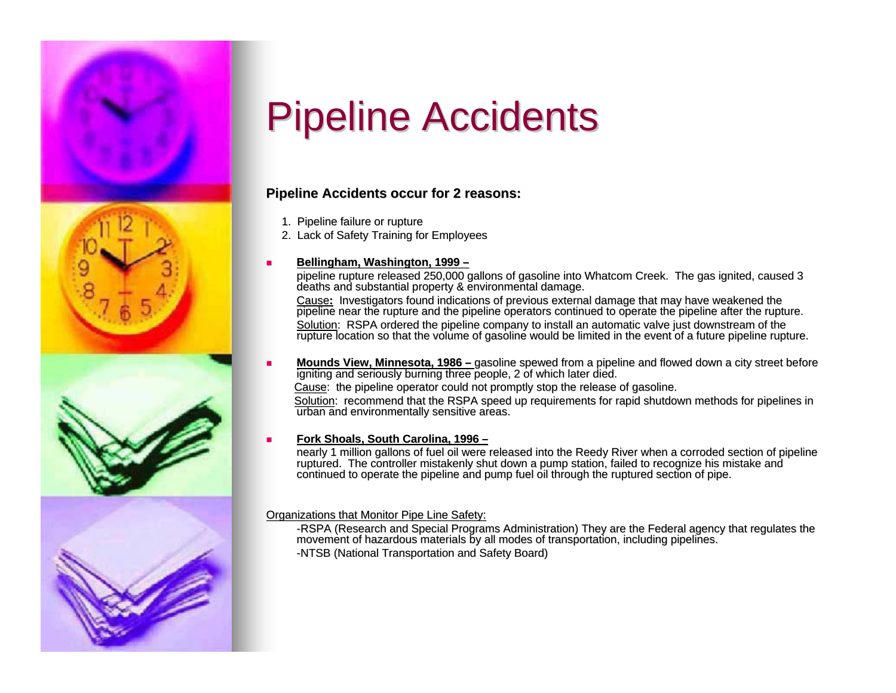# Pipeline Accidents

**Pipeline Accidents occur for 2 reasons:**

1. Pipeline failure or rupture
2. Lack of Safety Training for Employees

- **Bellingham, Washington, 1999 –**

  pipeline rupture released 250,000 gallons of gasoline into Whatcom Creek. The gas ignited, caused 3 deaths and substantial property & environmental damage.

  Cause**:** Investigators found indications of previous external damage that may have weakened the pipeline near the rupture and the pipeline operators continued to operate the pipeline after the rupture.

  Solution: RSPA ordered the pipeline company to install an automatic valve just downstream of the rupture location so that the volume of gasoline would be limited in the event of a future pipeline rupture.

- **Mounds View, Minnesota, 1986 –** gasoline spewed from a pipeline and flowed down a city street before igniting and seriously burning three people, 2 of which later died.

  Cause: the pipeline operator could not promptly stop the release of gasoline.

  Solution: recommend that the RSPA speed up requirements for rapid shutdown methods for pipelines in urban and environmentally sensitive areas.

- **Fork Shoals, South Carolina, 1996 –**

  nearly 1 million gallons of fuel oil were released into the Reedy River when a corroded section of pipeline ruptured. The controller mistakenly shut down a pump station, failed to recognize his mistake and continued to operate the pipeline and pump fuel oil through the ruptured section of pipe.

Organizations that Monitor Pipe Line Safety:

-RSPA (Research and Special Programs Administration) They are the Federal agency that regulates the movement of hazardous materials by all modes of transportation, including pipelines.

-NTSB (National Transportation and Safety Board)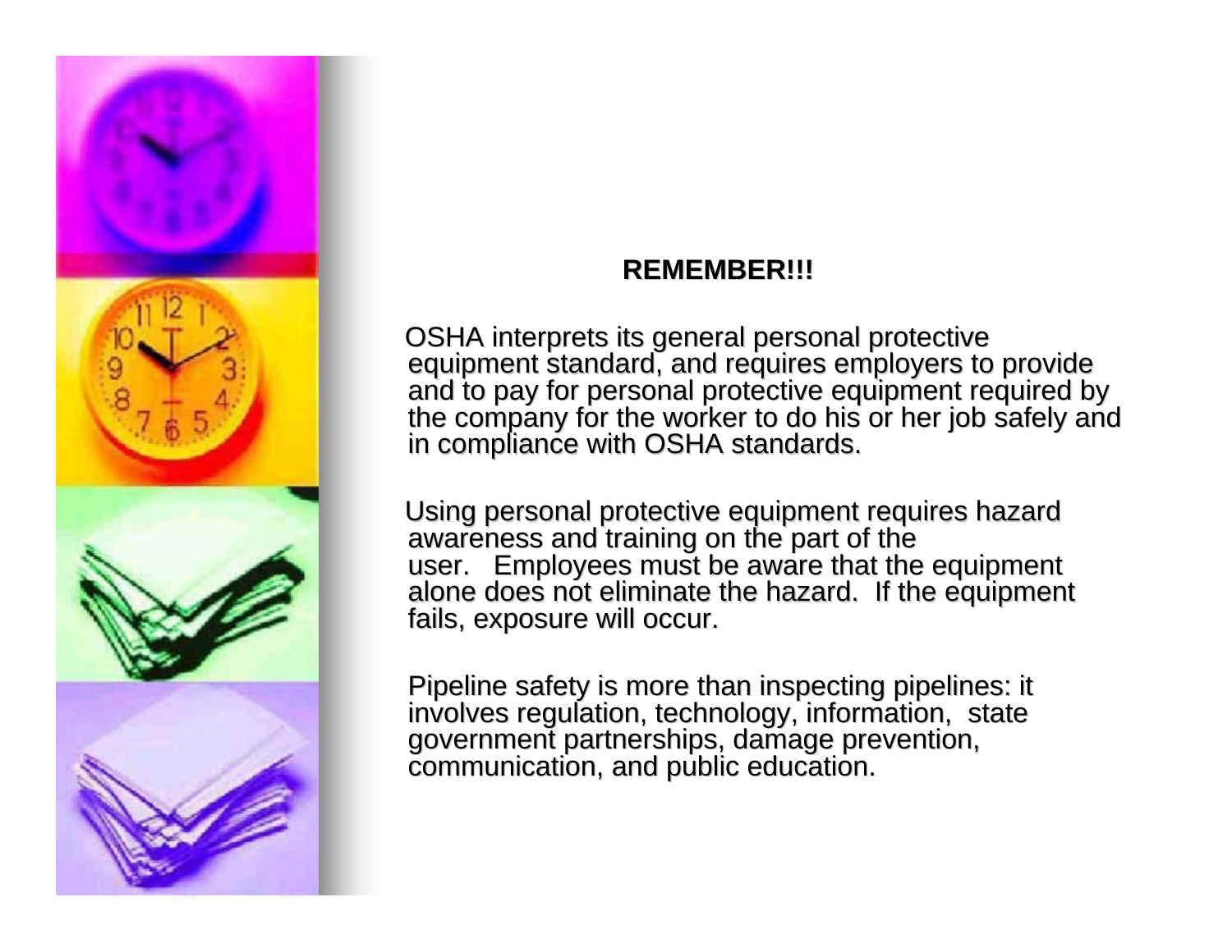**REMEMBER!!!**

OSHA interprets its general personal protective equipment standard, and requires employers to provide and to pay for personal protective equipment required by the company for the worker to do his or her job safely and in compliance with OSHA standards.

Using personal protective equipment requires hazard awareness and training on the part of the user. Employees must be aware that the equipment alone does not eliminate the hazard. If the equipment fails, exposure will occur.

Pipeline safety is more than inspecting pipelines: it involves regulation, technology, information, state government partnerships, damage prevention, communication, and public education.